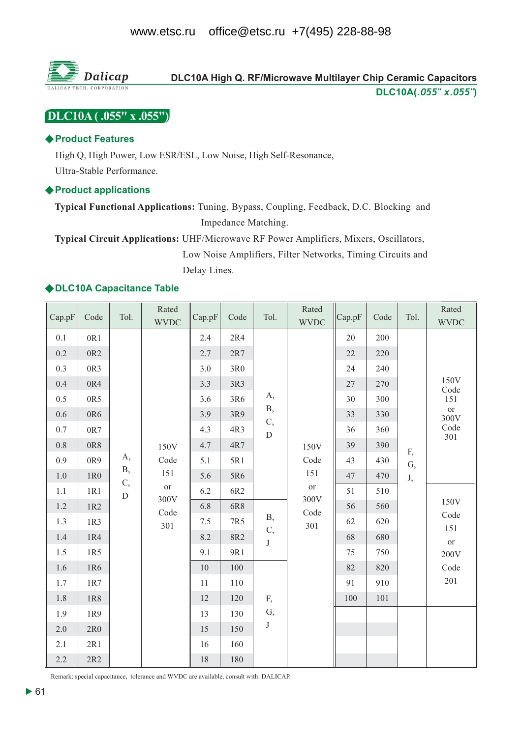www.etsc.ru office@etsc.ru +7(495) 228-88-98

Dalicap

DALICAP TECH. CORPORATION

DLC10A High Q. RF/Microwave Multilayer Chip Ceramic Capacitors

DLC10A(*.055" x.055"*)

# DLC10A ( .055" x .055")

## ◆Product Features

High Q, High Power, Low ESR/ESL, Low Noise, High Self-Resonance, Ultra-Stable Performance.

## ◆Product applications

**Typical Functional Applications:** Tuning, Bypass, Coupling, Feedback, D.C. Blocking and Impedance Matching.

**Typical Circuit Applications:** UHF/Microwave RF Power Amplifiers, Mixers, Oscillators, Low Noise Amplifiers, Filter Networks, Timing Circuits and Delay Lines.

## ◆DLC10A Capacitance Table

| Cap.pF | Code | Tol. | Rated WVDC | Cap.pF | Code | Tol. | Rated WVDC | Cap.pF | Code | Tol. | Rated WVDC |
|---|---|---|---|---|---|---|---|---|---|---|---|
| 0.1 | 0R1 | A, B, C, D | 150V Code 151 or 300V Code 301 | 2.4 | 2R4 | A, B, C, D | 150V Code 151 or 300V Code 301 | 20 | 200 | F, G, J, | 150V Code 151 or 300V Code 301 |
| 0.2 | 0R2 | | | 2.7 | 2R7 | | | 22 | 220 | | |
| 0.3 | 0R3 | | | 3.0 | 3R0 | | | 24 | 240 | | |
| 0.4 | 0R4 | | | 3.3 | 3R3 | | | 27 | 270 | | |
| 0.5 | 0R5 | | | 3.6 | 3R6 | | | 30 | 300 | | |
| 0.6 | 0R6 | | | 3.9 | 3R9 | | | 33 | 330 | | |
| 0.7 | 0R7 | | | 4.3 | 4R3 | | | 36 | 360 | | |
| 0.8 | 0R8 | | | 4.7 | 4R7 | | | 39 | 390 | | |
| 0.9 | 0R9 | | | 5.1 | 5R1 | | | 43 | 430 | | |
| 1.0 | 1R0 | | | 5.6 | 5R6 | | | 47 | 470 | | |
| 1.1 | 1R1 | | | 6.2 | 6R2 | | | 51 | 510 | | 150V Code 151 or 200V Code 201 |
| 1.2 | 1R2 | | | 6.8 | 6R8 | B, C, J | | 56 | 560 | | |
| 1.3 | 1R3 | | | 7.5 | 7R5 | | | 62 | 620 | | |
| 1.4 | 1R4 | | | 8.2 | 8R2 | | | 68 | 680 | | |
| 1.5 | 1R5 | | | 9.1 | 9R1 | | | 75 | 750 | | |
| 1.6 | 1R6 | | | 10 | 100 | F, G, J | | 82 | 820 | | |
| 1.7 | 1R7 | | | 11 | 110 | | | 91 | 910 | | |
| 1.8 | 1R8 | | | 12 | 120 | | | 100 | 101 | | |
| 1.9 | 1R9 | | | 13 | 130 | | | | | | |
| 2.0 | 2R0 | | | 15 | 150 | | | | | | |
| 2.1 | 2R1 | | | 16 | 160 | | | | | | |
| 2.2 | 2R2 | | | 18 | 180 | | | | | | |

Remark: special capacitance, tolerance and WVDC are available, consult with DALICAP.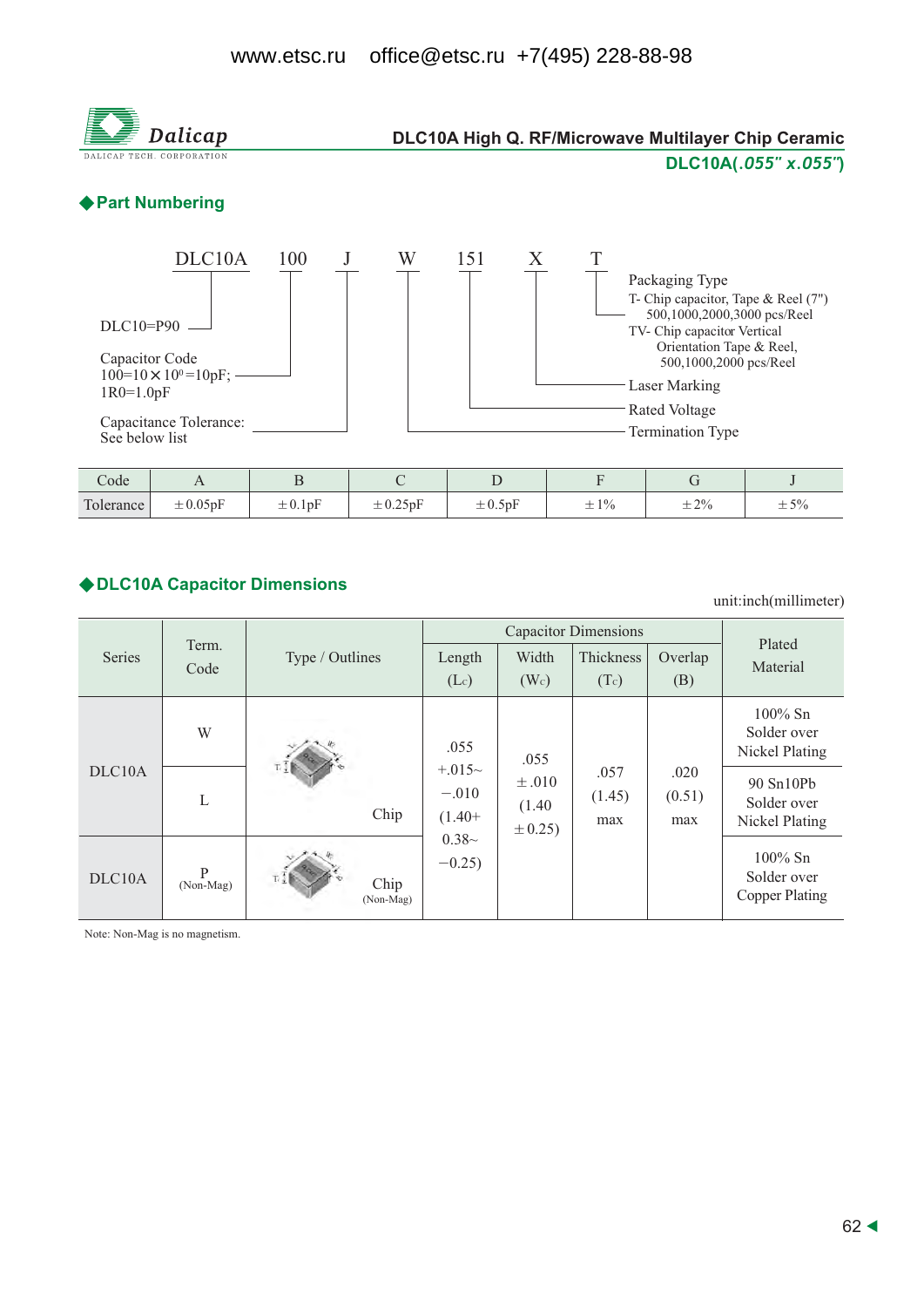www.etsc.ru office@etsc.ru +7(495) 228-88-98

**Dalicap**
DALICAP TECH. CORPORATION

**DLC10A High Q. RF/Microwave Multilayer Chip Ceramic**
**DLC10A(.055" x.055")**

## ◆Part Numbering

DLC10A 100 J W 151 X T

- DLC10A: DLC10=P90
- 100: Capacitor Code — 100=10×10⁰=10pF; 1R0=1.0pF
- J: Capacitance Tolerance: See below list
- W: Termination Type
- 151: Rated Voltage
- X: Laser Marking
- T: Packaging Type
  - T- Chip capacitor, Tape & Reel (7") 500,1000,2000,3000 pcs/Reel
  - TV- Chip capacitor Vertical Orientation Tape & Reel, 500,1000,2000 pcs/Reel

| Code | A | B | C | D | F | G | J |
|---|---|---|---|---|---|---|---|
| Tolerance | ±0.05pF | ±0.1pF | ±0.25pF | ±0.5pF | ±1% | ±2% | ±5% |

## ◆DLC10A Capacitor Dimensions

unit:inch(millimeter)

| Series | Term. Code | Type / Outlines | Capacitor Dimensions | | | | Plated Material |
|---|---|---|---|---|---|---|---|
| | | | Length ($L_c$) | Width ($W_c$) | Thickness ($T_c$) | Overlap (B) | |
| DLC10A | W | Chip | .055 +.015~ −.010 (1.40+ 0.38~ −0.25) | .055 ±.010 (1.40 ±0.25) | .057 (1.45) max | .020 (0.51) max | 100% Sn Solder over Nickel Plating |
| DLC10A | L | Chip | | | | | 90 Sn10Pb Solder over Nickel Plating |
| DLC10A | P (Non-Mag) | Chip (Non-Mag) | | | | | 100% Sn Solder over Copper Plating |

Note: Non-Mag is no magnetism.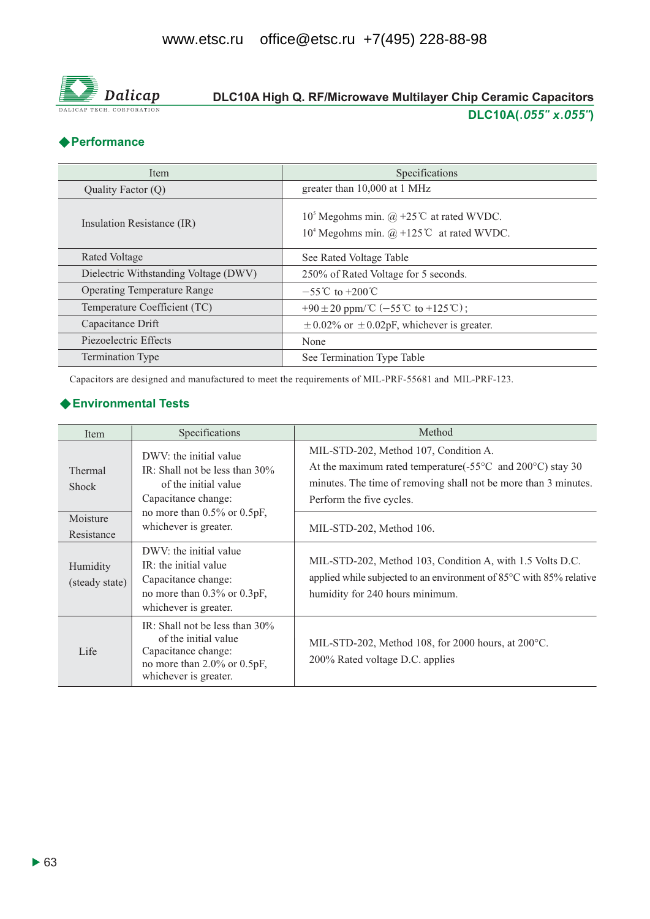DLC10A High Q. RF/Microwave Multilayer Chip Ceramic Capacitors

**DLC10A(*.055" x.055"*)**

## ◆Performance

| Item | Specifications |
|---|---|
| Quality Factor (Q) | greater than 10,000 at 1 MHz |
| Insulation Resistance (IR) | $10^5$ Megohms min. @ +25℃ at rated WVDC.<br>$10^4$ Megohms min. @ +125℃ at rated WVDC. |
| Rated Voltage | See Rated Voltage Table |
| Dielectric Withstanding Voltage (DWV) | 250% of Rated Voltage for 5 seconds. |
| Operating Temperature Range | −55℃ to +200℃ |
| Temperature Coefficient (TC) | +90±20 ppm/℃ (−55℃ to +125℃); |
| Capacitance Drift | ±0.02% or ±0.02pF, whichever is greater. |
| Piezoelectric Effects | None |
| Termination Type | See Termination Type Table |

Capacitors are designed and manufactured to meet the requirements of MIL-PRF-55681 and MIL-PRF-123.

## ◆Environmental Tests

| Item | Specifications | Method |
|---|---|---|
| Thermal Shock | DWV: the initial value<br>IR: Shall not be less than 30% of the initial value<br>Capacitance change:<br>no more than 0.5% or 0.5pF, whichever is greater. | MIL-STD-202, Method 107, Condition A.<br>At the maximum rated temperature(-55°C and 200°C) stay 30 minutes. The time of removing shall not be more than 3 minutes. Perform the five cycles. |
| Moisture Resistance | | MIL-STD-202, Method 106. |
| Humidity (steady state) | DWV: the initial value<br>IR: the initial value<br>Capacitance change:<br>no more than 0.3% or 0.3pF, whichever is greater. | MIL-STD-202, Method 103, Condition A, with 1.5 Volts D.C. applied while subjected to an environment of 85°C with 85% relative humidity for 240 hours minimum. |
| Life | IR: Shall not be less than 30% of the initial value<br>Capacitance change:<br>no more than 2.0% or 0.5pF, whichever is greater. | MIL-STD-202, Method 108, for 2000 hours, at 200°C.<br>200% Rated voltage D.C. applies |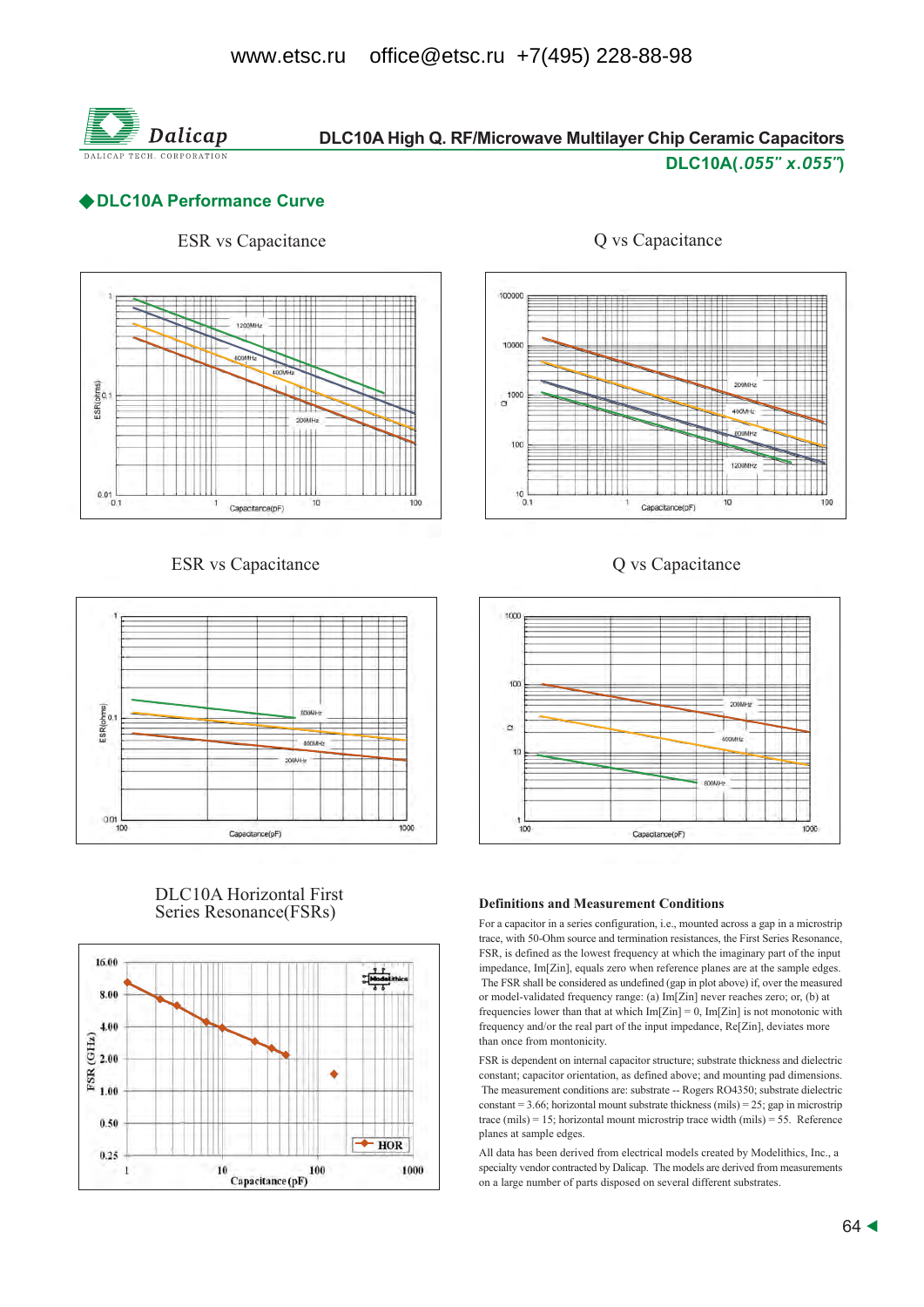www.etsc.ru office@etsc.ru +7(495) 228-88-98

# DLC10A High Q. RF/Microwave Multilayer Chip Ceramic Capacitors

**DLC10A(*.055" x.055"*)**

## ◆DLC10A Performance Curve

ESR vs Capacitance

Q vs Capacitance

ESR vs Capacitance

Q vs Capacitance

DLC10A Horizontal First Series Resonance(FSRs)

### Definitions and Measurement Conditions

For a capacitor in a series configuration, i.e., mounted across a gap in a microstrip trace, with 50-Ohm source and termination resistances, the First Series Resonance, FSR, is defined as the lowest frequency at which the imaginary part of the input impedance, Im[Zin], equals zero when reference planes are at the sample edges. The FSR shall be considered as undefined (gap in plot above) if, over the measured or model-validated frequency range: (a) Im[Zin] never reaches zero; or, (b) at frequencies lower than that at which Im[Zin] = 0, Im[Zin] is not monotonic with frequency and/or the real part of the input impedance, Re[Zin], deviates more than once from montonicity.

FSR is dependent on internal capacitor structure; substrate thickness and dielectric constant; capacitor orientation, as defined above; and mounting pad dimensions. The measurement conditions are: substrate -- Rogers RO4350; substrate dielectric constant = 3.66; horizontal mount substrate thickness (mils) = 25; gap in microstrip trace (mils) = 15; horizontal mount microstrip trace width (mils) = 55. Reference planes at sample edges.

All data has been derived from electrical models created by Modelithics, Inc., a specialty vendor contracted by Dalicap. The models are derived from measurements on a large number of parts disposed on several different substrates.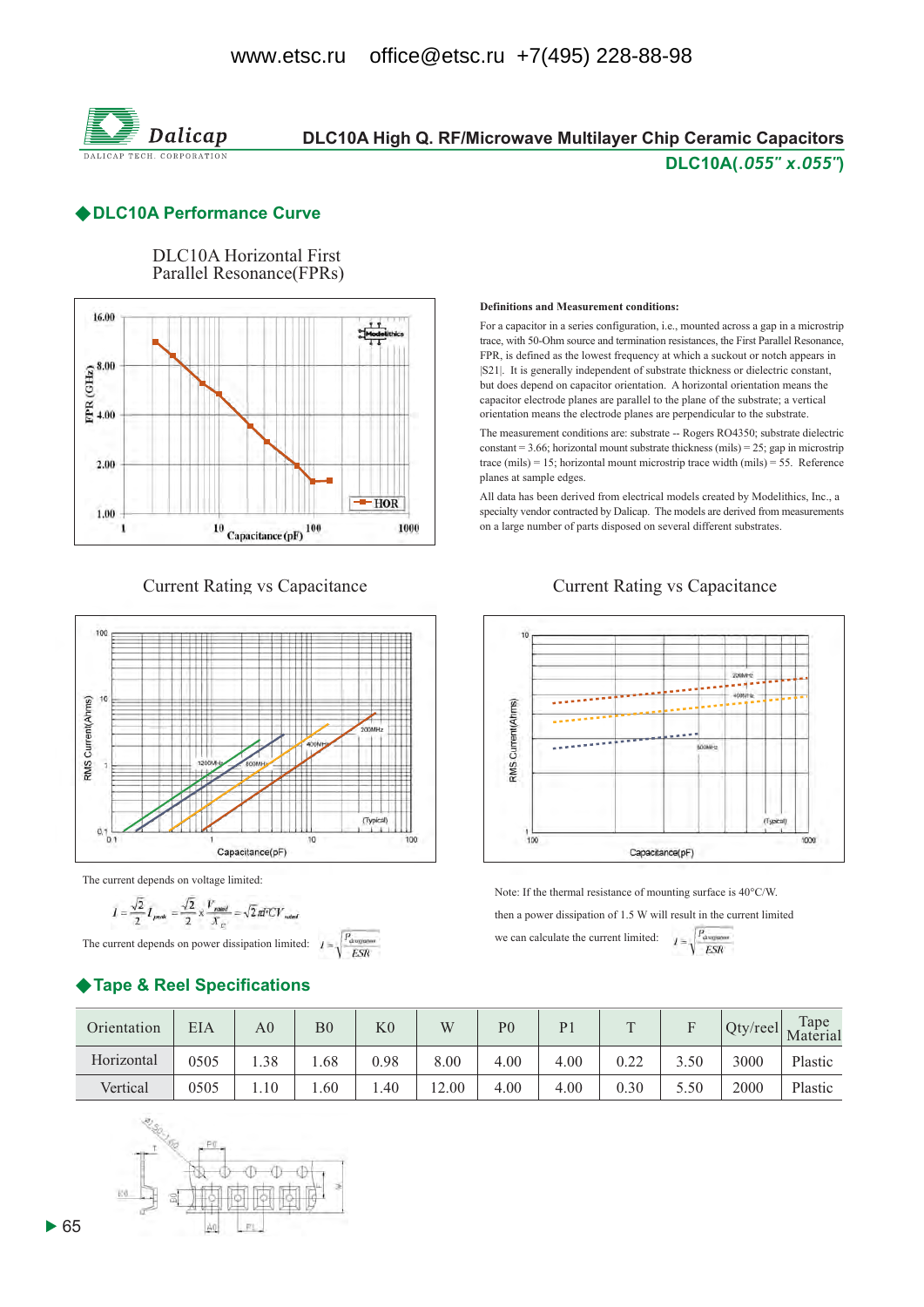# DLC10A High Q. RF/Microwave Multilayer Chip Ceramic Capacitors

**DLC10A(.055" x.055")**

## ◆DLC10A Performance Curve

DLC10A Horizontal First Parallel Resonance(FPRs)

**Definitions and Measurement conditions:**

For a capacitor in a series configuration, i.e., mounted across a gap in a microstrip trace, with 50-Ohm source and termination resistances, the First Parallel Resonance, FPR, is defined as the lowest frequency at which a suckout or notch appears in |S21|. It is generally independent of substrate thickness or dielectric constant, but does depend on capacitor orientation. A horizontal orientation means the capacitor electrode planes are parallel to the plane of the substrate; a vertical orientation means the electrode planes are perpendicular to the substrate.

The measurement conditions are: substrate -- Rogers RO4350; substrate dielectric constant = 3.66; horizontal mount substrate thickness (mils) = 25; gap in microstrip trace (mils) = 15; horizontal mount microstrip trace width (mils) = 55. Reference planes at sample edges.

All data has been derived from electrical models created by Modelithics, Inc., a specialty vendor contracted by Dalicap. The models are derived from measurements on a large number of parts disposed on several different substrates.

Current Rating vs Capacitance

Current Rating vs Capacitance

The current depends on voltage limited:

$$I = \frac{\sqrt{2}}{2} I_{peak} = \frac{\sqrt{2}}{2} \times \frac{V_{rated}}{X_C} = \sqrt{2}\pi f C V_{rated}$$

The current depends on power dissipation limited: $I = \sqrt{\frac{P_{dissipation}}{ESR}}$

Note: If the thermal resistance of mounting surface is 40°C/W.

then a power dissipation of 1.5 W will result in the current limited

we can calculate the current limited: $I = \sqrt{\frac{P_{dissipation}}{ESR}}$

## ◆Tape & Reel Specifications

| Orientation | EIA | A0 | B0 | K0 | W | P0 | P1 | T | F | Qty/reel | Tape Material |
|---|---|---|---|---|---|---|---|---|---|---|---|
| Horizontal | 0505 | 1.38 | 1.68 | 0.98 | 8.00 | 4.00 | 4.00 | 0.22 | 3.50 | 3000 | Plastic |
| Vertical | 0505 | 1.10 | 1.60 | 1.40 | 12.00 | 4.00 | 4.00 | 0.30 | 5.50 | 2000 | Plastic |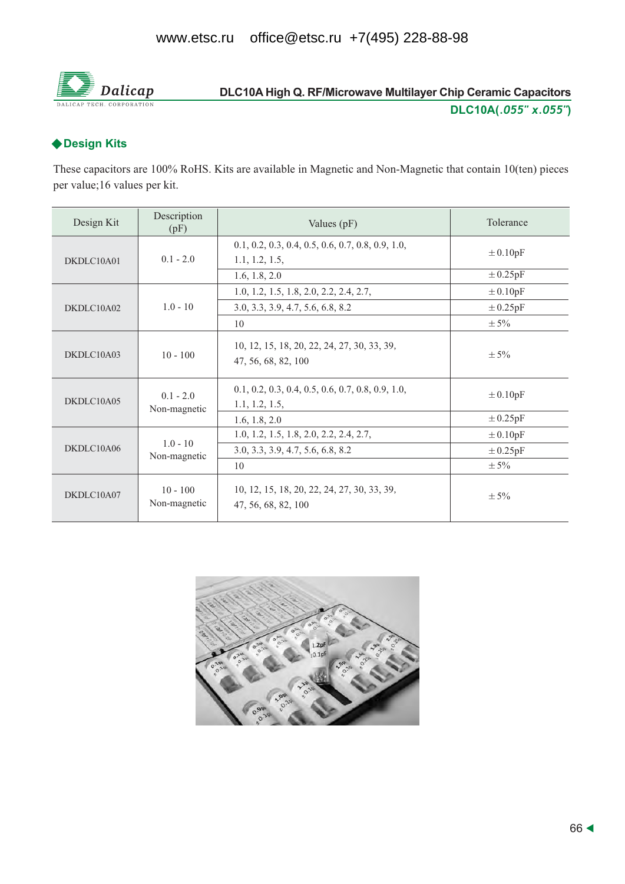## ◆Design Kits

These capacitors are 100% RoHS. Kits are available in Magnetic and Non-Magnetic that contain 10(ten) pieces per value;16 values per kit.

| Design Kit | Description (pF) | Values (pF) | Tolerance |
|---|---|---|---|
| DKDLC10A01 | 0.1 - 2.0 | 0.1, 0.2, 0.3, 0.4, 0.5, 0.6, 0.7, 0.8, 0.9, 1.0, 1.1, 1.2, 1.5, | ±0.10pF |
| | | 1.6, 1.8, 2.0 | ±0.25pF |
| DKDLC10A02 | 1.0 - 10 | 1.0, 1.2, 1.5, 1.8, 2.0, 2.2, 2.4, 2.7, | ±0.10pF |
| | | 3.0, 3.3, 3.9, 4.7, 5.6, 6.8, 8.2 | ±0.25pF |
| | | 10 | ±5% |
| DKDLC10A03 | 10 - 100 | 10, 12, 15, 18, 20, 22, 24, 27, 30, 33, 39, 47, 56, 68, 82, 100 | ±5% |
| DKDLC10A05 | 0.1 - 2.0 Non-magnetic | 0.1, 0.2, 0.3, 0.4, 0.5, 0.6, 0.7, 0.8, 0.9, 1.0, 1.1, 1.2, 1.5, | ±0.10pF |
| | | 1.6, 1.8, 2.0 | ±0.25pF |
| DKDLC10A06 | 1.0 - 10 Non-magnetic | 1.0, 1.2, 1.5, 1.8, 2.0, 2.2, 2.4, 2.7, | ±0.10pF |
| | | 3.0, 3.3, 3.9, 4.7, 5.6, 6.8, 8.2 | ±0.25pF |
| | | 10 | ±5% |
| DKDLC10A07 | 10 - 100 Non-magnetic | 10, 12, 15, 18, 20, 22, 24, 27, 30, 33, 39, 47, 56, 68, 82, 100 | ±5% |